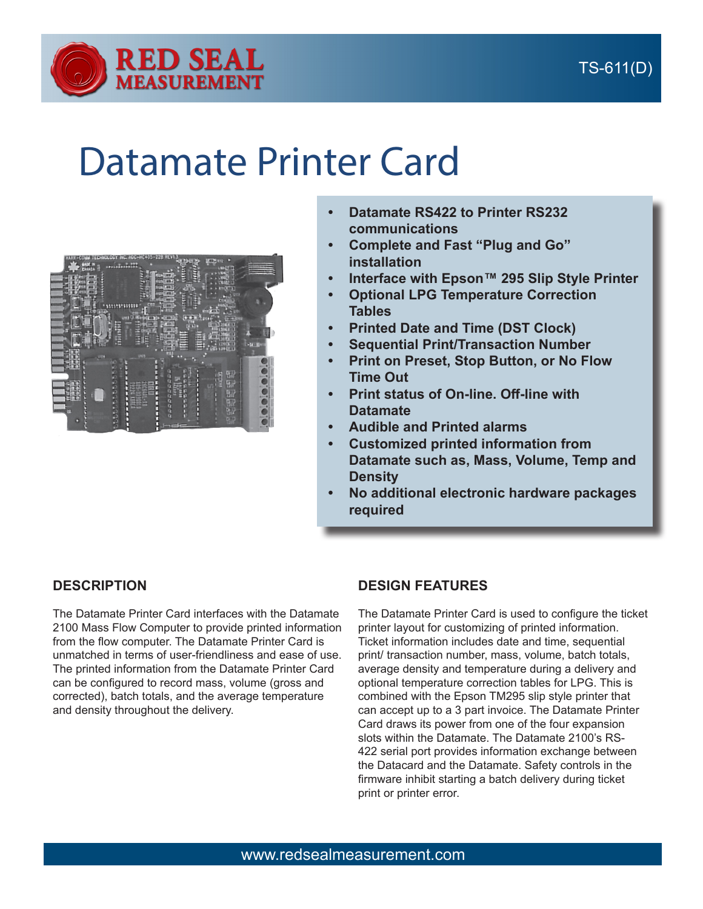TS-611(D)

# Datamate Printer Card

- Datamate RS422 to Printer RS232 communications
- Complete and Fast “Plug and Go” installation
- Interface with Epson™ 295 Slip Style Printer
- Optional LPG Temperature Correction Tables
- Printed Date and Time (DST Clock)
- Sequential Print/Transaction Number
- Print on Preset, Stop Button, or No Flow Time Out
- Print status of On-line. Off-line with Datamate
- Audible and Printed alarms
- Customized printed information from Datamate such as, Mass, Volume, Temp and Density
- No additional electronic hardware packages required

## DESCRIPTION

The Datamate Printer Card interfaces with the Datamate 2100 Mass Flow Computer to provide printed information from the flow computer. The Datamate Printer Card is unmatched in terms of user-friendliness and ease of use. The printed information from the Datamate Printer Card can be configured to record mass, volume (gross and corrected), batch totals, and the average temperature and density throughout the delivery.

## DESIGN FEATURES

The Datamate Printer Card is used to configure the ticket printer layout for customizing of printed information. Ticket information includes date and time, sequential print/ transaction number, mass, volume, batch totals, average density and temperature during a delivery and optional temperature correction tables for LPG. This is combined with the Epson TM295 slip style printer that can accept up to a 3 part invoice. The Datamate Printer Card draws its power from one of the four expansion slots within the Datamate. The Datamate 2100’s RS-422 serial port provides information exchange between the Datacard and the Datamate. Safety controls in the firmware inhibit starting a batch delivery during ticket print or printer error.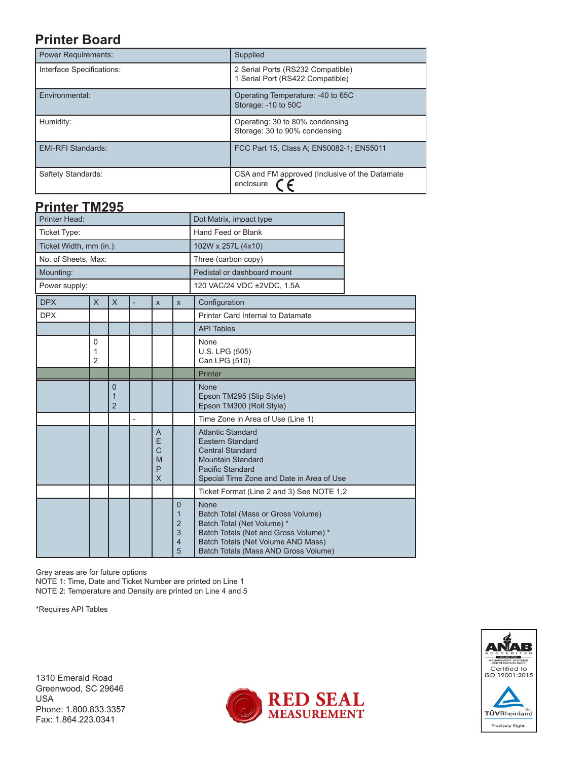## Printer Board

| | |
|---|---|
| Power Requirements: | Supplied |
| Interface Specifications: | 2 Serial Ports (RS232 Compatible)<br>1 Serial Port (RS422 Compatible) |
| Environmental: | Operating Temperature: -40 to 65C<br>Storage: -10 to 50C |
| Humidity: | Operating: 30 to 80% condensing<br>Storage: 30 to 90% condensing |
| EMI-RFI Standards: | FCC Part 15, Class A; EN50082-1; EN55011 |
| Saftety Standards: | CSA and FM approved (Inclusive of the Datamate enclosure CE |

## Printer TM295

| | |
|---|---|
| Printer Head: | Dot Matrix, impact type |
| Ticket Type: | Hand Feed or Blank |
| Ticket Width, mm (in.): | 102W x 257L (4x10) |
| No. of Sheets, Max: | Three (carbon copy) |
| Mounting: | Pedistal or dashboard mount |
| Power supply: | 120 VAC/24 VDC ±2VDC, 1.5A |

| DPX | X | X | - | x | x | Configuration |
|---|---|---|---|---|---|---|
| DPX | | | | | | Printer Card Internal to Datamate |
| | | | | | | API Tables |
| | 0<br>1<br>2 | | | | | None<br>U.S. LPG (505)<br>Can LPG (510) |
| | | | | | | Printer |
| | | 0<br>1<br>2 | | | | None<br>Epson TM295 (Slip Style)<br>Epson TM300 (Roll Style) |
| | | | - | | | Time Zone in Area of Use (Line 1) |
| | | | | A<br>E<br>C<br>M<br>P<br>X | | Atlantic Standard<br>Eastern Standard<br>Central Standard<br>Mountain Standard<br>Pacific Standard<br>Special Time Zone and Date in Area of Use |
| | | | | | | Ticket Format (Line 2 and 3) See NOTE 1,2 |
| | | | | | 0<br>1<br>2<br>3<br>4<br>5 | None<br>Batch Total (Mass or Gross Volume)<br>Batch Total (Net Volume) *<br>Batch Totals (Net and Gross Volume) *<br>Batch Totals (Net Volume AND Mass)<br>Batch Totals (Mass AND Gross Volume) |

Grey areas are for future options
NOTE 1: Time, Date and Ticket Number are printed on Line 1
NOTE 2: Temperature and Density are printed on Line 4 and 5

*Requires API Tables

1310 Emerald Road
Greenwood, SC 29646
USA
Phone: 1.800.833.3357
Fax: 1.864.223.0341

RED SEAL MEASUREMENT

ANAB ACCREDITED MANAGEMENT SYSTEMS CERTIFICATION BODY
Certified to ISO 19001:2015
TÜVRheinland
Precisely Right.